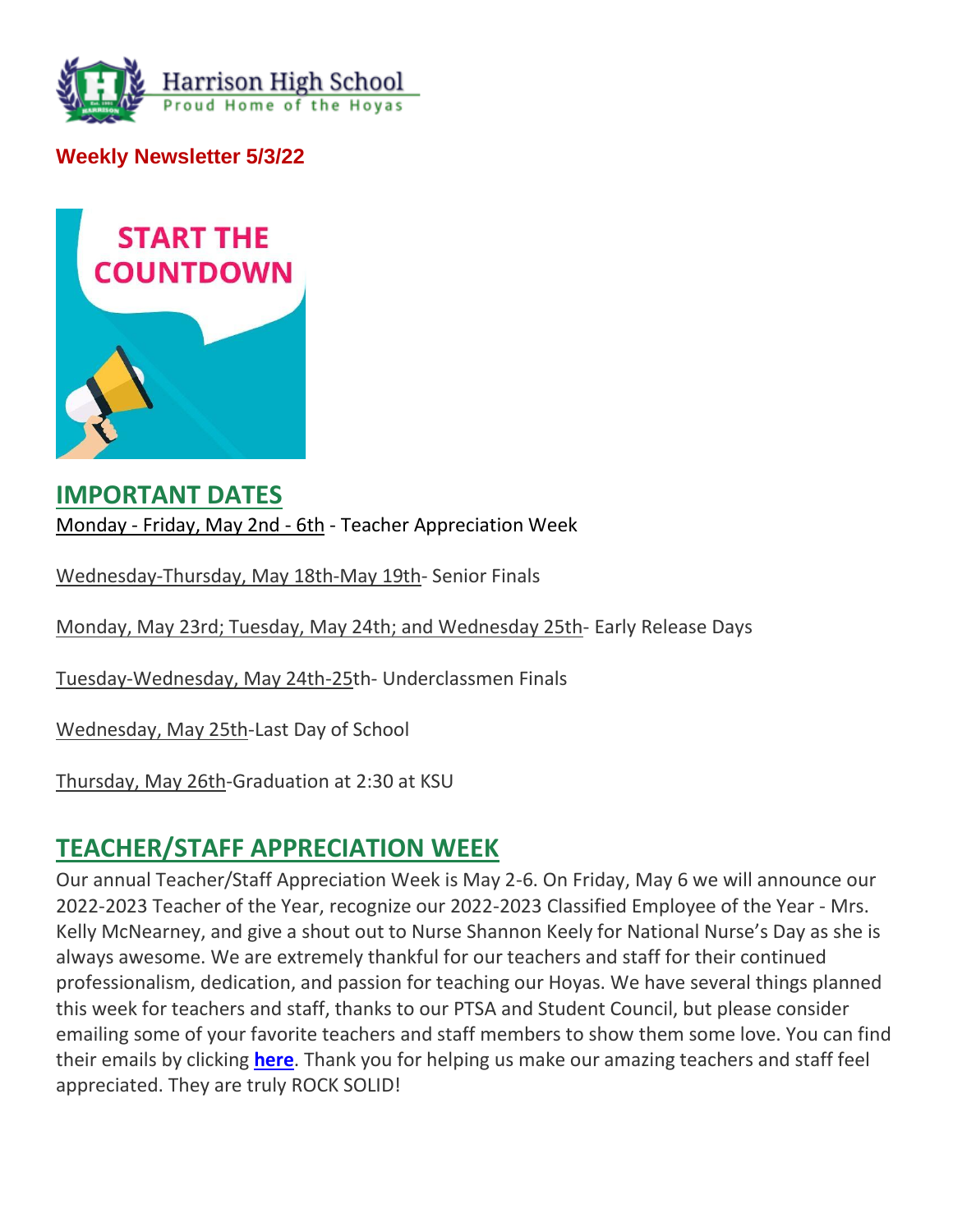Harrison High School
Proud Home of the Hoyas

**Weekly Newsletter 5/3/22**

START THE COUNTDOWN

## IMPORTANT DATES

Monday - Friday, May 2nd - 6th - Teacher Appreciation Week

Wednesday-Thursday, May 18th-May 19th- Senior Finals

Monday, May 23rd; Tuesday, May 24th; and Wednesday 25th- Early Release Days

Tuesday-Wednesday, May 24th-25th- Underclassmen Finals

Wednesday, May 25th-Last Day of School

Thursday, May 26th-Graduation at 2:30 at KSU

## TEACHER/STAFF APPRECIATION WEEK

Our annual Teacher/Staff Appreciation Week is May 2-6. On Friday, May 6 we will announce our 2022-2023 Teacher of the Year, recognize our 2022-2023 Classified Employee of the Year - Mrs. Kelly McNearney, and give a shout out to Nurse Shannon Keely for National Nurse's Day as she is always awesome. We are extremely thankful for our teachers and staff for their continued professionalism, dedication, and passion for teaching our Hoyas. We have several things planned this week for teachers and staff, thanks to our PTSA and Student Council, but please consider emailing some of your favorite teachers and staff members to show them some love. You can find their emails by clicking **here**. Thank you for helping us make our amazing teachers and staff feel appreciated. They are truly ROCK SOLID!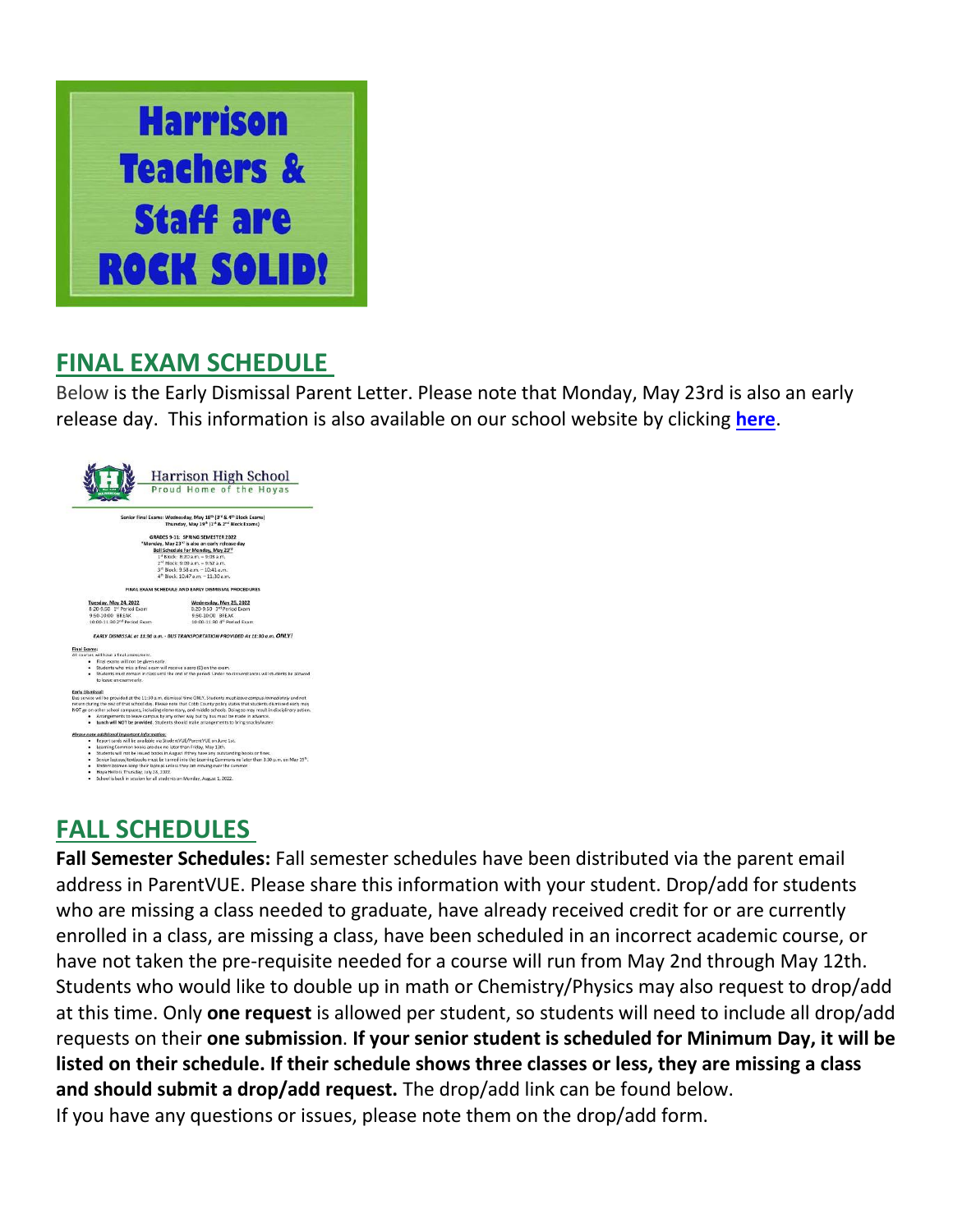Harrison Teachers & Staff are ROCK SOLID!

## FINAL EXAM SCHEDULE

Below is the Early Dismissal Parent Letter. Please note that Monday, May 23rd is also an early release day. This information is also available on our school website by clicking **here**.

Harrison High School
Proud Home of the Hoyas

Senior Final Exams: Wednesday, May 18th (3rd & 4th Block Exams)
Thursday, May 19th (1st & 2nd Block Exams)

GRADES 9-11: SPRING SEMESTER 2022
*Monday, May 23rd is also an early release day
Bell Schedule for Monday, May 23rd
1st Block: 8:20 a.m. – 9:03 a.m.
2nd Block: 9:09 a.m. – 9:52 a.m.
3rd Block: 9:58 a.m. – 10:41 a.m.
4th Block: 10:47 a.m. – 11:30 a.m.

FINAL EXAM SCHEDULE AND EARLY DISMISSAL PROCEDURES

| Tuesday, May 24, 2022 | Wednesday, May 25, 2022 |
| --- | --- |
| 8:20-9:50 1st Period Exam | 8:20-9:50 3rd Period Exam |
| 9:50-10:00 BREAK | 9:50-10:00 BREAK |
| 10:00-11:30 2nd Period Exam | 10:00-11:30 4th Period Exam |

*EARLY DISMISSAL at 11:30 a.m. - BUS TRANSPORTATION PROVIDED At 11:30 a.m. ONLY!*

**Final Exams:**
All courses will have a final assessment.
- Final exams will not be given early.
- Students who miss a final exam will receive a zero (0) on the exam.
- Students must remain in class until the end of the period. Under no circumstances will students be allowed to leave an exam early.

**Early Dismissal:**
Bus service will be provided at the 11:30 a.m. dismissal time ONLY. Students must leave campus immediately and not return during the rest of that school day. Please note that Cobb County policy states that students dismissed early may NOT go on other school campuses, including elementary, and middle schools. Doing so may result in disciplinary action.
- Arrangements to leave campus by any other way but by bus must be made in advance.
- Lunch will NOT be provided. Students should make arrangements to bring snacks/water.

*Please note additional important information:*
- Report cards will be available via StudentVUE/ParentVUE on June 1st.
- Learning Commons books are due no later than Friday, May 13th.
- Students will not be issued books in August if they have any outstanding books or fines.
- Senior laptops/textbooks must be turned into the Learning Commons no later than 3:30 p.m. on May 25th.
- Underclassmen keep their laptops unless they are moving over the summer.
- Hoya Hello is Thursday, July 28, 2022.
- School is back in session for all students on Monday, August 1, 2022.

## FALL SCHEDULES

**Fall Semester Schedules:** Fall semester schedules have been distributed via the parent email address in ParentVUE. Please share this information with your student. Drop/add for students who are missing a class needed to graduate, have already received credit for or are currently enrolled in a class, are missing a class, have been scheduled in an incorrect academic course, or have not taken the pre-requisite needed for a course will run from May 2nd through May 12th. Students who would like to double up in math or Chemistry/Physics may also request to drop/add at this time. Only **one request** is allowed per student, so students will need to include all drop/add requests on their **one submission**. **If your senior student is scheduled for Minimum Day, it will be listed on their schedule. If their schedule shows three classes or less, they are missing a class and should submit a drop/add request.** The drop/add link can be found below.
If you have any questions or issues, please note them on the drop/add form.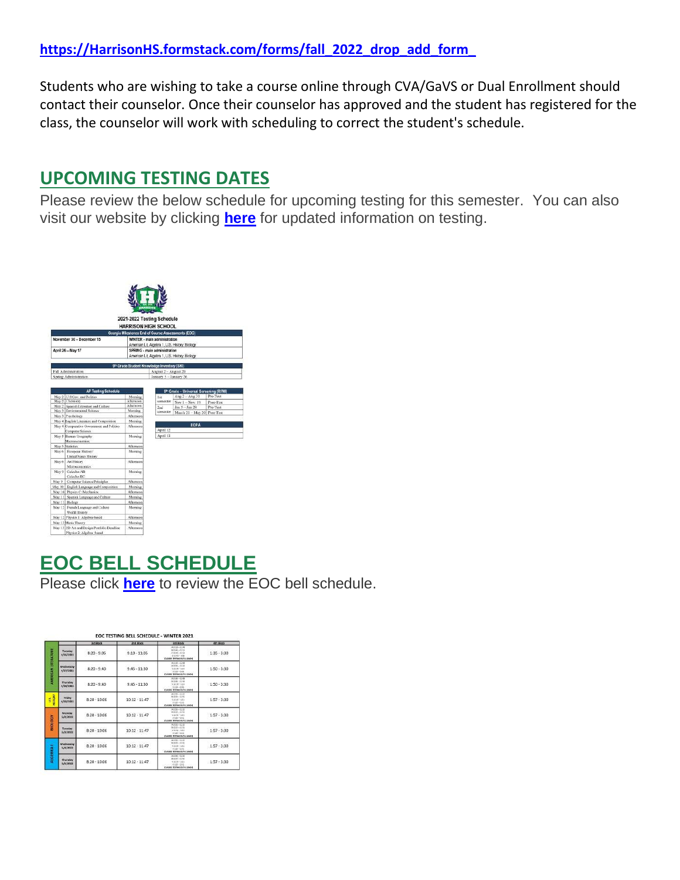https://HarrisonHS.formstack.com/forms/fall_2022_drop_add_form_

Students who are wishing to take a course online through CVA/GaVS or Dual Enrollment should contact their counselor. Once their counselor has approved and the student has registered for the class, the counselor will work with scheduling to correct the student's schedule.

## UPCOMING TESTING DATES

Please review the below schedule for upcoming testing for this semester. You can also visit our website by clicking **here** for updated information on testing.

**2021-2022 Testing Schedule**
**HARRISON HIGH SCHOOL**

| Georgia Milestones End of Course Assessments (EOC) | |
|---|---|
| November 30 – December 15 | WINTER - main administration<br>American Lit, Algebra 1, U.S. History, Biology |
| April 26 – May 17 | SPRING - main administration<br>American Lit, Algebra 1, U.S. History, Biology |

| 9th Grade Student Knowledge Inventory (SKI) | |
|---|---|
| Fall Administration | August 2 – August 20 |
| Spring Administration | January 5 – January 28 |

| AP Testing Schedule | | |
|---|---|---|
| May 2 | U.S Gov. and Politics | Morning |
| May 2 | Chemistry | Afternoon |
| May 2 | Spanish Literature and Culture | Afternoon |
| May 3 | Environmental Science | Morning |
| May 3 | Psychology | Afternoon |
| May 4 | English Literature and Composition | Morning |
| May 4 | Comparative Government and Politics<br>Computer Science | Afternoon |
| May 5 | Human Geography<br>Macroeconomics | Morning |
| May 5 | Statistics | Afternoon |
| May 6 | European History<br>United States History | Morning |
| May 6 | Art History<br>Microeconomics | Afternoon |
| May 9 | Calculus AB<br>Calculus BC | Morning |
| May 9 | Computer Science Principles | Afternoon |
| May 10 | English Language and Composition | Morning |
| May 10 | Physics C: Mechanics | Afternoon |
| May 11 | Spanish Language and Culture | Morning |
| May 11 | Biology | Afternoon |
| May 12 | French Language and Culture<br>World History | Morning |
| May 12 | Physics 1: Algebra-based | Afternoon |
| May 13 | Music Theory | Morning |
| May 13 | 2D Art and Design Portfolio Deadline<br>Physics 2: Algebra-based | Afternoon |

| 9th Grade – Universal Screening (RI/MI) | | |
|---|---|---|
| 1st semester | Aug 3 – Aug 31 | Pre-Test |
| | Nov 1 – Nov 19 | Post-Test |
| 2nd semester | Jan 5 – Jan 28 | Pre-Test |
| | March 21 – May 20 | Post-Test |

| ECRA |
|---|
| April 12 |
| April 13 |

## EOC BELL SCHEDULE

Please click **here** to review the EOC bell schedule.

**EOC TESTING BELL SCHEDULE - WINTER 2021**

| | | 1st Block | 2nd Block | 3rd Block | 4th Block |
|---|---|---|---|---|---|
| AMERICAN LITERATURE | Tuesday 11/30/2021 | 8:20 - 9:05 | 9:10 - 13:05 | | 1:35 - 3:30 |
| | Wednesday 12/1/2021 | 8:20 - 9:40 | 9:45 - 13:30 | | 1:50 - 3:30 |
| | Thursday 12/2/2021 | 8:20 - 9:40 | 9:45 - 13:30 | | 1:50 - 3:30 |
| U.S. HISTORY | Friday 12/3/2021 | 8:20 - 10:06 | 10:12 - 11:47 | | 1:57 - 3:30 |
| BIOLOGY | Monday 12/6/2021 | 8:20 - 10:06 | 10:12 - 11:47 | | 1:57 - 3:30 |
| | Tuesday 12/7/2021 | 8:20 - 10:06 | 10:12 - 11:47 | | 1:57 - 3:30 |
| ALGEBRA I | Wednesday 12/8/2021 | 8:20 - 10:06 | 10:12 - 11:47 | | 1:57 - 3:30 |
| | Thursday 12/9/2021 | 8:20 - 10:06 | 10:12 - 11:47 | | 1:57 - 3:30 |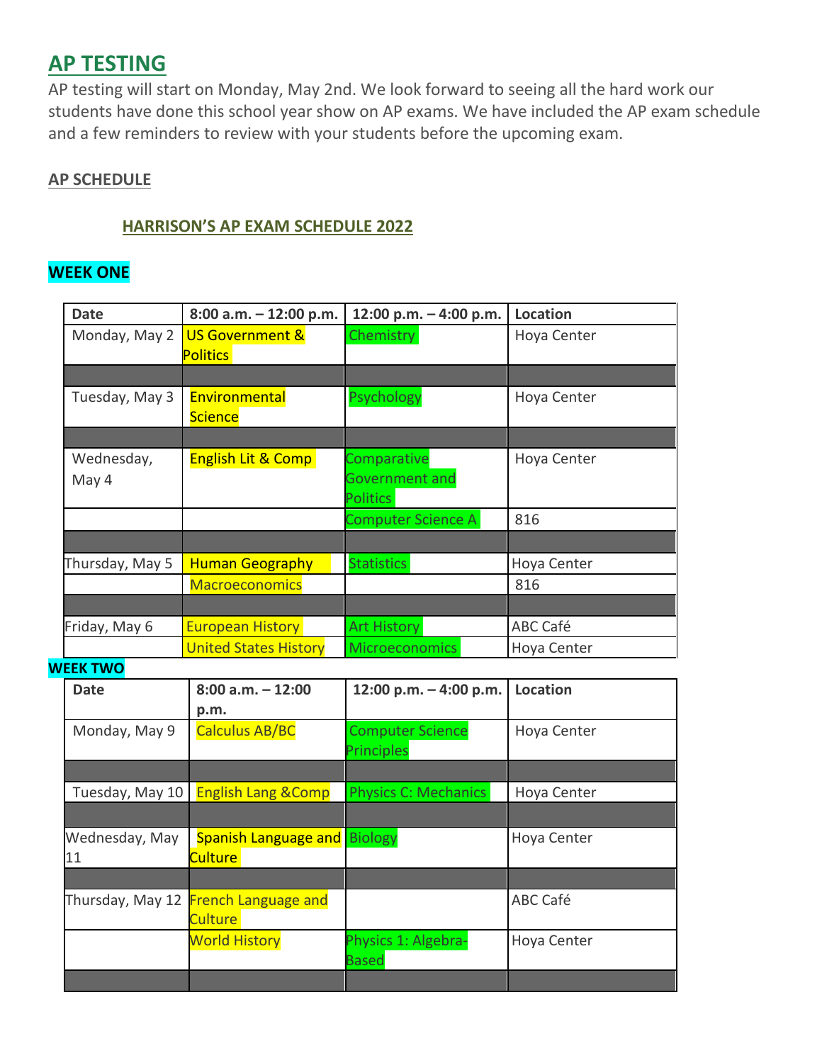## AP TESTING

AP testing will start on Monday, May 2nd. We look forward to seeing all the hard work our students have done this school year show on AP exams. We have included the AP exam schedule and a few reminders to review with your students before the upcoming exam.

### AP SCHEDULE

#### HARRISON'S AP EXAM SCHEDULE 2022

**WEEK ONE**

| Date | 8:00 a.m. – 12:00 p.m. | 12:00 p.m. – 4:00 p.m. | Location |
|---|---|---|---|
| Monday, May 2 | US Government & Politics | Chemistry | Hoya Center |
| | | | |
| Tuesday, May 3 | Environmental Science | Psychology | Hoya Center |
| | | | |
| Wednesday, May 4 | English Lit & Comp | Comparative Government and Politics | Hoya Center |
| | | Computer Science A | 816 |
| | | | |
| Thursday, May 5 | Human Geography | Statistics | Hoya Center |
| | Macroeconomics | | 816 |
| | | | |
| Friday, May 6 | European History | Art History | ABC Café |
| | United States History | Microeconomics | Hoya Center |

**WEEK TWO**

| Date | 8:00 a.m. – 12:00 p.m. | 12:00 p.m. – 4:00 p.m. | Location |
|---|---|---|---|
| Monday, May 9 | Calculus AB/BC | Computer Science Principles | Hoya Center |
| | | | |
| Tuesday, May 10 | English Lang &Comp | Physics C: Mechanics | Hoya Center |
| | | | |
| Wednesday, May 11 | Spanish Language and Culture | Biology | Hoya Center |
| | | | |
| Thursday, May 12 | French Language and Culture | | ABC Café |
| | World History | Physics 1: Algebra-Based | Hoya Center |
| | | | |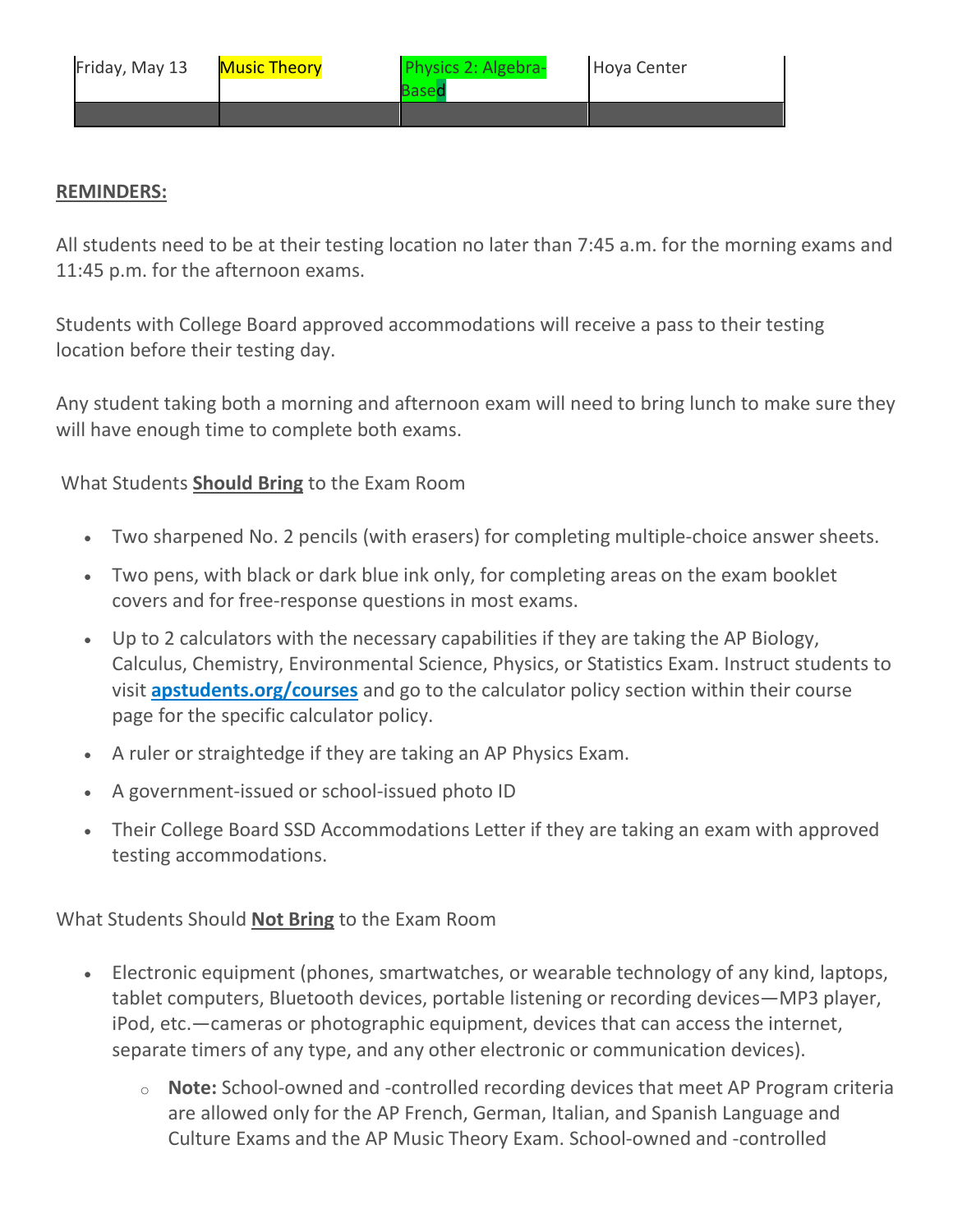| Friday, May 13 | Music Theory | Physics 2: Algebra-Based | Hoya Center |
|---|---|---|---|
| | | | |

**REMINDERS:**

All students need to be at their testing location no later than 7:45 a.m. for the morning exams and 11:45 p.m. for the afternoon exams.

Students with College Board approved accommodations will receive a pass to their testing location before their testing day.

Any student taking both a morning and afternoon exam will need to bring lunch to make sure they will have enough time to complete both exams.

What Students **Should Bring** to the Exam Room

- Two sharpened No. 2 pencils (with erasers) for completing multiple-choice answer sheets.
- Two pens, with black or dark blue ink only, for completing areas on the exam booklet covers and for free-response questions in most exams.
- Up to 2 calculators with the necessary capabilities if they are taking the AP Biology, Calculus, Chemistry, Environmental Science, Physics, or Statistics Exam. Instruct students to visit **apstudents.org/courses** and go to the calculator policy section within their course page for the specific calculator policy.
- A ruler or straightedge if they are taking an AP Physics Exam.
- A government-issued or school-issued photo ID
- Their College Board SSD Accommodations Letter if they are taking an exam with approved testing accommodations.

What Students Should **Not Bring** to the Exam Room

- Electronic equipment (phones, smartwatches, or wearable technology of any kind, laptops, tablet computers, Bluetooth devices, portable listening or recording devices—MP3 player, iPod, etc.—cameras or photographic equipment, devices that can access the internet, separate timers of any type, and any other electronic or communication devices).
  - **Note:** School-owned and -controlled recording devices that meet AP Program criteria are allowed only for the AP French, German, Italian, and Spanish Language and Culture Exams and the AP Music Theory Exam. School-owned and -controlled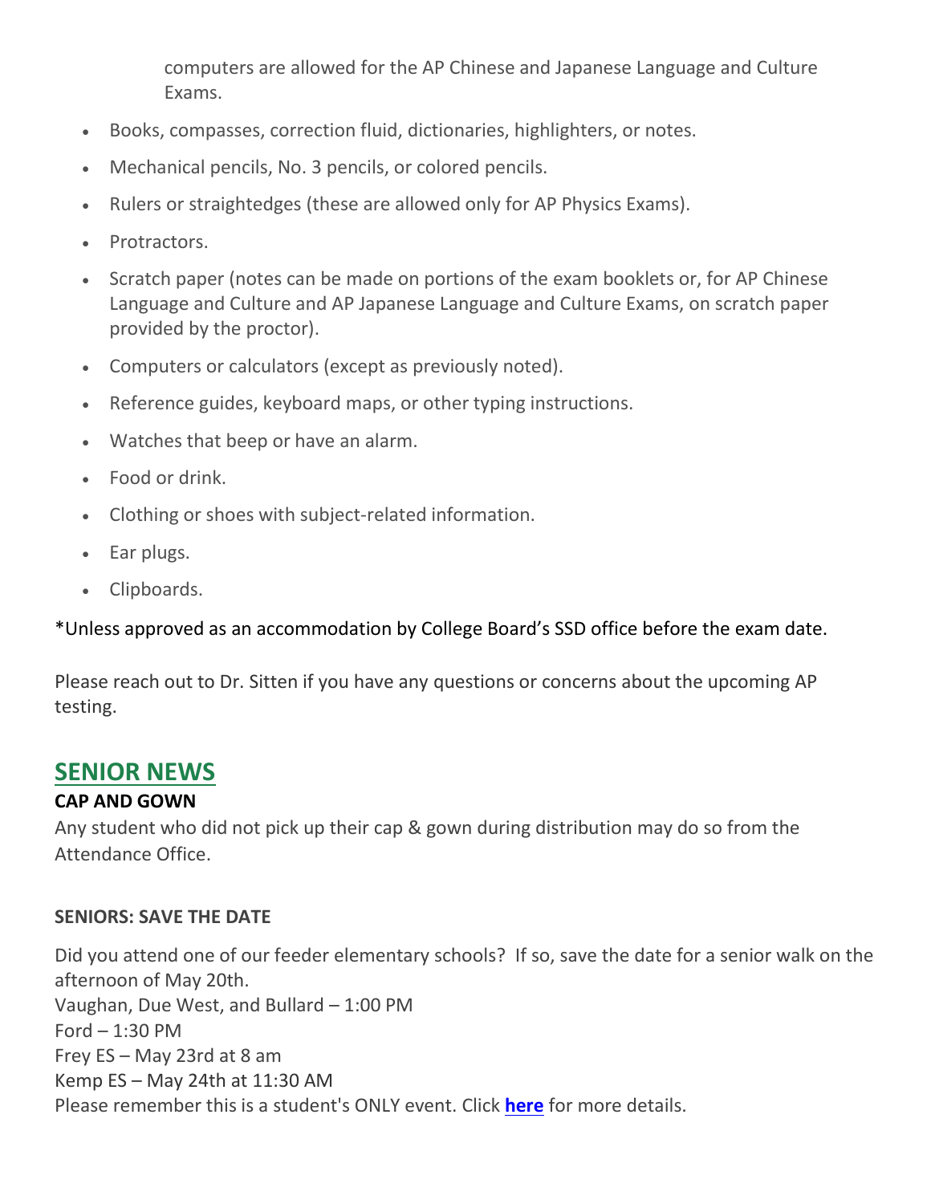computers are allowed for the AP Chinese and Japanese Language and Culture Exams.

- Books, compasses, correction fluid, dictionaries, highlighters, or notes.
- Mechanical pencils, No. 3 pencils, or colored pencils.
- Rulers or straightedges (these are allowed only for AP Physics Exams).
- Protractors.
- Scratch paper (notes can be made on portions of the exam booklets or, for AP Chinese Language and Culture and AP Japanese Language and Culture Exams, on scratch paper provided by the proctor).
- Computers or calculators (except as previously noted).
- Reference guides, keyboard maps, or other typing instructions.
- Watches that beep or have an alarm.
- Food or drink.
- Clothing or shoes with subject-related information.
- Ear plugs.
- Clipboards.

*Unless approved as an accommodation by College Board's SSD office before the exam date.

Please reach out to Dr. Sitten if you have any questions or concerns about the upcoming AP testing.

## SENIOR NEWS

**CAP AND GOWN**

Any student who did not pick up their cap & gown during distribution may do so from the Attendance Office.

**SENIORS: SAVE THE DATE**

Did you attend one of our feeder elementary schools? If so, save the date for a senior walk on the afternoon of May 20th.
Vaughan, Due West, and Bullard – 1:00 PM
Ford – 1:30 PM
Frey ES – May 23rd at 8 am
Kemp ES – May 24th at 11:30 AM
Please remember this is a student's ONLY event. Click **here** for more details.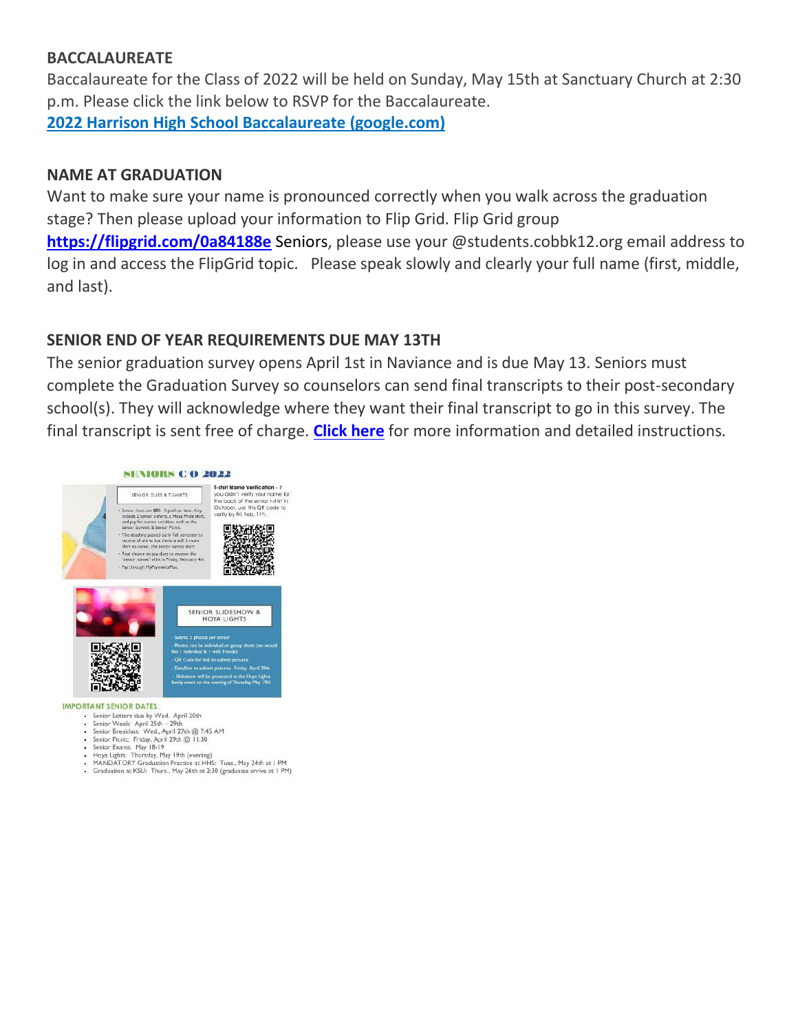**BACCALAUREATE**

Baccalaureate for the Class of 2022 will be held on Sunday, May 15th at Sanctuary Church at 2:30 p.m. Please click the link below to RSVP for the Baccalaureate.

**2022 Harrison High School Baccalaureate (google.com)**

**NAME AT GRADUATION**

Want to make sure your name is pronounced correctly when you walk across the graduation stage? Then please upload your information to Flip Grid. Flip Grid group **https://flipgrid.com/0a84188e** Seniors, please use your @students.cobbk12.org email address to log in and access the FlipGrid topic. Please speak slowly and clearly your full name (first, middle, and last).

**SENIOR END OF YEAR REQUIREMENTS DUE MAY 13TH**

The senior graduation survey opens April 1st in Naviance and is due May 13. Seniors must complete the Graduation Survey so counselors can send final transcripts to their post-secondary school(s). They will acknowledge where they want their final transcript to go in this survey. The final transcript is sent free of charge. **Click here** for more information and detailed instructions.

**SENIORS C/O 2022**

SENIOR DUES & T-SHIRTS

- Senior dues are $80. If paid on time, they include 2 senior t-shirts, a Hoya Pride shirt, and pay for senior activities such as the Senior Summit & Senior Picnic.
- The deadline passed early Fall semester to receive all shirts but there is still 1 more shirt to come...the senior names shirt.
- Final chance to pay dues to receive the "senior names" shirt is Friday, February 4th.
- Pay through MyPaymentsPlus.

**T-shirt Name Verification** – If you didn't verify your name for the back of the senior t-shirt in October, use this QR code to verify by Fri. Feb. 11th.

SENIOR SLIDESHOW & HOYA LIGHTS

- Submit 2 photos per senior
- Photos can be individual or group shots (we would like 1 individual & 1 with friends)
- QR Code for link to submit pictures
- Deadline to submit pictures: Friday, April 29th
- Slideshow will be presented at the Hoya Lights family event on the evening of Thursday, May 19th

**IMPORTANT SENIOR DATES:**

- Senior Letters due by Wed. April 20th
- Senior Week: April 25th – 29th
- Senior Breakfast: Wed., April 27th @ 7:45 AM
- Senior Picnic: Friday, April 29th @ 11:30
- Senior Exams: May 18-19
- Hoya Lights: Thursday, May 19th (evening)
- MANDATORY Graduation Practice at HHS: Tues., May 24th at 1 PM
- Graduation at KSU: Thurs., May 26th at 2:30 (graduates arrive at 1 PM)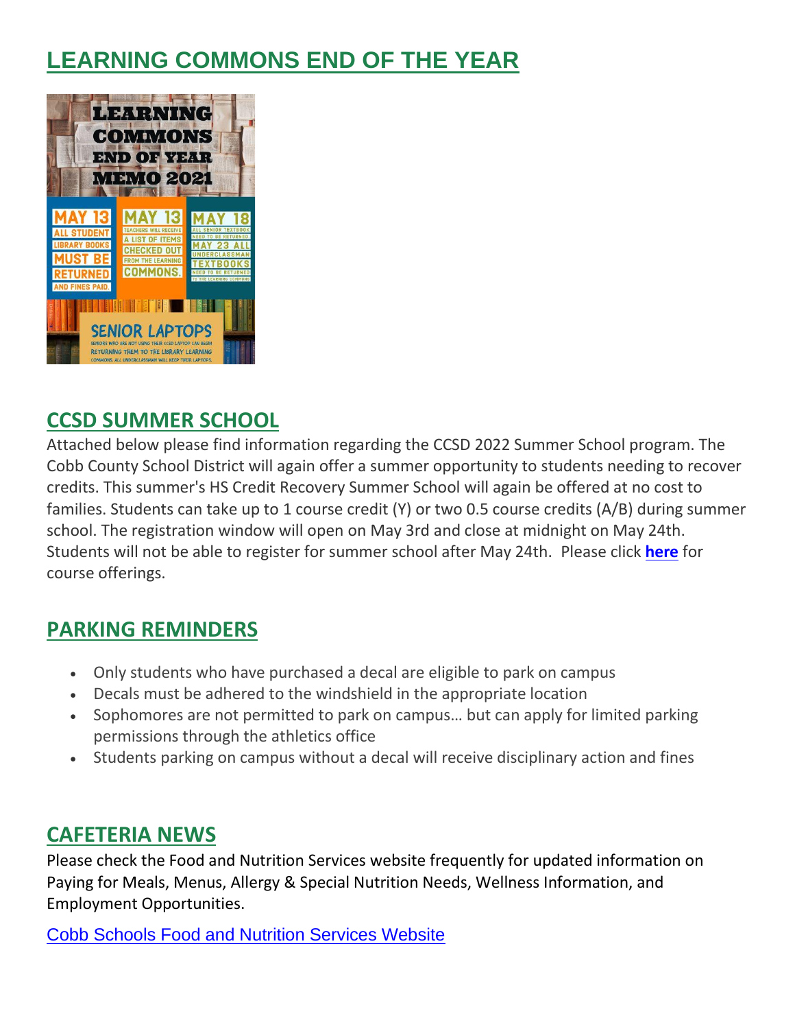## LEARNING COMMONS END OF THE YEAR

LEARNING COMMONS END OF YEAR MEMO 2021

MAY 13 ALL STUDENT LIBRARY BOOKS MUST BE RETURNED AND FINES PAID.

MAY 13 TEACHERS WILL RECEIVE A LIST OF ITEMS CHECKED OUT FROM THE LEARNING COMMONS.

MAY 18 ALL SENIOR TEXTBOOK NEED TO BE RETURNED MAY 23 ALL UNDERCLASSMAN TEXTBOOKS NEED TO BE RETURNED TO THE LEARNING COMMONS

SENIOR LAPTOPS SENIORS WHO ARE NOT USING THEIR CCSD LAPTOP CAN BEGIN RETURNING THEM TO THE LIBRARY LEARNING COMMONS. ALL UNDERCLASSMAN WILL KEEP THEIR LAPTOPS.

## CCSD SUMMER SCHOOL

Attached below please find information regarding the CCSD 2022 Summer School program. The Cobb County School District will again offer a summer opportunity to students needing to recover credits. This summer's HS Credit Recovery Summer School will again be offered at no cost to families. Students can take up to 1 course credit (Y) or two 0.5 course credits (A/B) during summer school. The registration window will open on May 3rd and close at midnight on May 24th. Students will not be able to register for summer school after May 24th. Please click **here** for course offerings.

## PARKING REMINDERS

- Only students who have purchased a decal are eligible to park on campus
- Decals must be adhered to the windshield in the appropriate location
- Sophomores are not permitted to park on campus… but can apply for limited parking permissions through the athletics office
- Students parking on campus without a decal will receive disciplinary action and fines

## CAFETERIA NEWS

Please check the Food and Nutrition Services website frequently for updated information on Paying for Meals, Menus, Allergy & Special Nutrition Needs, Wellness Information, and Employment Opportunities.

Cobb Schools Food and Nutrition Services Website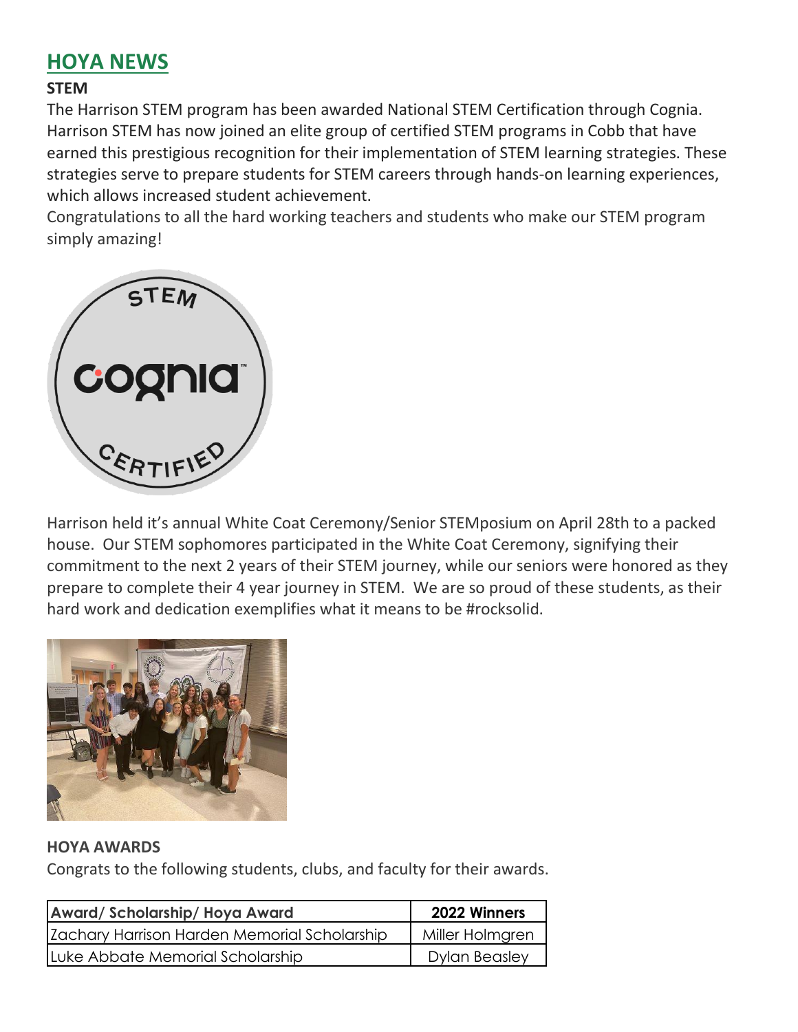## HOYA NEWS

**STEM**

The Harrison STEM program has been awarded National STEM Certification through Cognia. Harrison STEM has now joined an elite group of certified STEM programs in Cobb that have earned this prestigious recognition for their implementation of STEM learning strategies. These strategies serve to prepare students for STEM careers through hands-on learning experiences, which allows increased student achievement.

Congratulations to all the hard working teachers and students who make our STEM program simply amazing!

Harrison held it's annual White Coat Ceremony/Senior STEMposium on April 28th to a packed house. Our STEM sophomores participated in the White Coat Ceremony, signifying their commitment to the next 2 years of their STEM journey, while our seniors were honored as they prepare to complete their 4 year journey in STEM. We are so proud of these students, as their hard work and dedication exemplifies what it means to be #rocksolid.

**HOYA AWARDS**

Congrats to the following students, clubs, and faculty for their awards.

| Award/ Scholarship/ Hoya Award | 2022 Winners |
|---|---|
| Zachary Harrison Harden Memorial Scholarship | Miller Holmgren |
| Luke Abbate Memorial Scholarship | Dylan Beasley |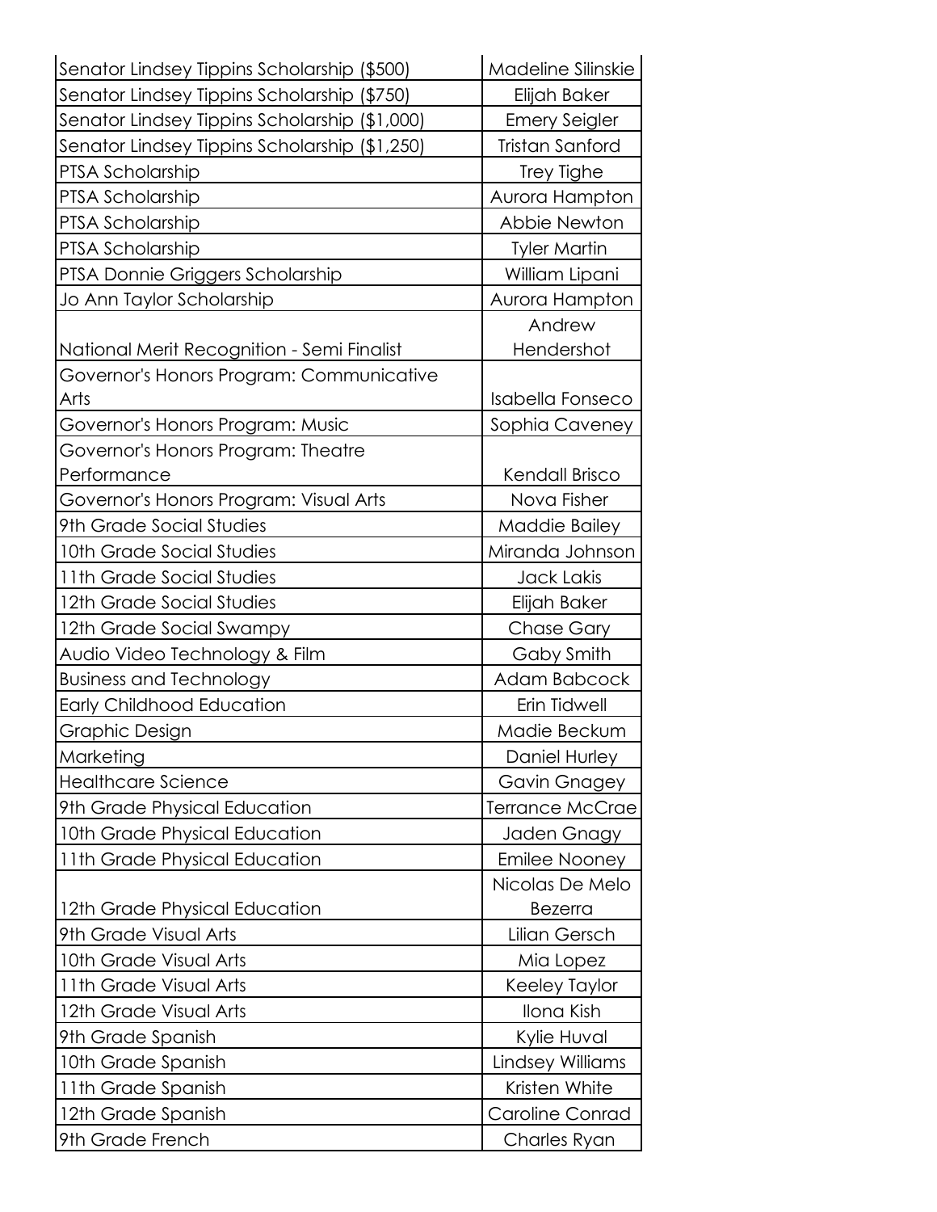| | |
|---|---|
| Senator Lindsey Tippins Scholarship ($500) | Madeline Silinskie |
| Senator Lindsey Tippins Scholarship ($750) | Elijah Baker |
| Senator Lindsey Tippins Scholarship ($1,000) | Emery Seigler |
| Senator Lindsey Tippins Scholarship ($1,250) | Tristan Sanford |
| PTSA Scholarship | Trey Tighe |
| PTSA Scholarship | Aurora Hampton |
| PTSA Scholarship | Abbie Newton |
| PTSA Scholarship | Tyler Martin |
| PTSA Donnie Griggers Scholarship | William Lipani |
| Jo Ann Taylor Scholarship | Aurora Hampton |
| National Merit Recognition - Semi Finalist | Andrew Hendershot |
| Governor's Honors Program: Communicative Arts | Isabella Fonseco |
| Governor's Honors Program: Music | Sophia Caveney |
| Governor's Honors Program: Theatre Performance | Kendall Brisco |
| Governor's Honors Program: Visual Arts | Nova Fisher |
| 9th Grade Social Studies | Maddie Bailey |
| 10th Grade Social Studies | Miranda Johnson |
| 11th Grade Social Studies | Jack Lakis |
| 12th Grade Social Studies | Elijah Baker |
| 12th Grade Social Swampy | Chase Gary |
| Audio Video Technology & Film | Gaby Smith |
| Business and Technology | Adam Babcock |
| Early Childhood Education | Erin Tidwell |
| Graphic Design | Madie Beckum |
| Marketing | Daniel Hurley |
| Healthcare Science | Gavin Gnagey |
| 9th Grade Physical Education | Terrance McCrae |
| 10th Grade Physical Education | Jaden Gnagy |
| 11th Grade Physical Education | Emilee Nooney |
| 12th Grade Physical Education | Nicolas De Melo Bezerra |
| 9th Grade Visual Arts | Lilian Gersch |
| 10th Grade Visual Arts | Mia Lopez |
| 11th Grade Visual Arts | Keeley Taylor |
| 12th Grade Visual Arts | Ilona Kish |
| 9th Grade Spanish | Kylie Huval |
| 10th Grade Spanish | Lindsey Williams |
| 11th Grade Spanish | Kristen White |
| 12th Grade Spanish | Caroline Conrad |
| 9th Grade French | Charles Ryan |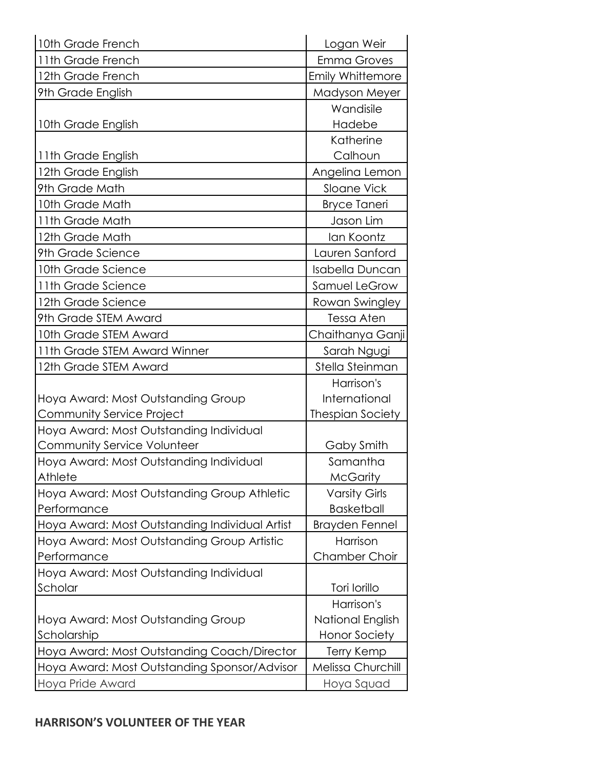| | |
|---|---|
| 10th Grade French | Logan Weir |
| 11th Grade French | Emma Groves |
| 12th Grade French | Emily Whittemore |
| 9th Grade English | Madyson Meyer |
| 10th Grade English | Wandisile Hadebe |
| 11th Grade English | Katherine Calhoun |
| 12th Grade English | Angelina Lemon |
| 9th Grade Math | Sloane Vick |
| 10th Grade Math | Bryce Taneri |
| 11th Grade Math | Jason Lim |
| 12th Grade Math | Ian Koontz |
| 9th Grade Science | Lauren Sanford |
| 10th Grade Science | Isabella Duncan |
| 11th Grade Science | Samuel LeGrow |
| 12th Grade Science | Rowan Swingley |
| 9th Grade STEM Award | Tessa Aten |
| 10th Grade STEM Award | Chaithanya Ganji |
| 11th Grade STEM Award Winner | Sarah Ngugi |
| 12th Grade STEM Award | Stella Steinman |
| Hoya Award: Most Outstanding Group Community Service Project | Harrison's International Thespian Society |
| Hoya Award: Most Outstanding Individual Community Service Volunteer | Gaby Smith |
| Hoya Award: Most Outstanding Individual Athlete | Samantha McGarity |
| Hoya Award: Most Outstanding Group Athletic Performance | Varsity Girls Basketball |
| Hoya Award: Most Outstanding Individual Artist | Brayden Fennel |
| Hoya Award: Most Outstanding Group Artistic Performance | Harrison Chamber Choir |
| Hoya Award: Most Outstanding Individual Scholar | Tori Iorillo |
| Hoya Award: Most Outstanding Group Scholarship | Harrison's National English Honor Society |
| Hoya Award: Most Outstanding Coach/Director | Terry Kemp |
| Hoya Award: Most Outstanding Sponsor/Advisor | Melissa Churchill |
| Hoya Pride Award | Hoya Squad |

**HARRISON'S VOLUNTEER OF THE YEAR**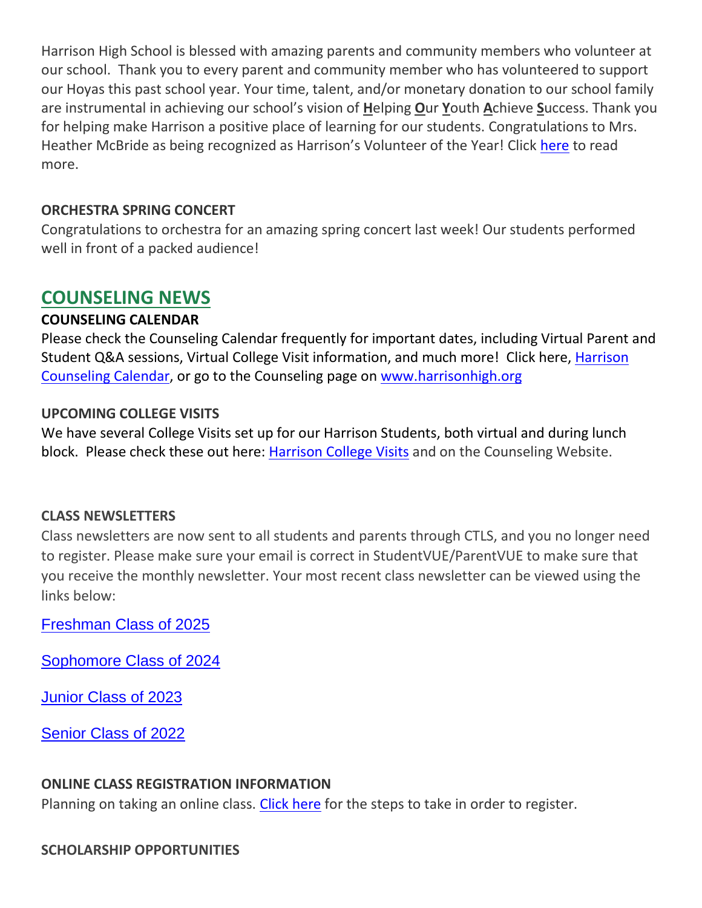Harrison High School is blessed with amazing parents and community members who volunteer at our school. Thank you to every parent and community member who has volunteered to support our Hoyas this past school year. Your time, talent, and/or monetary donation to our school family are instrumental in achieving our school's vision of **H**elping **O**ur **Y**outh **A**chieve **S**uccess. Thank you for helping make Harrison a positive place of learning for our students. Congratulations to Mrs. Heather McBride as being recognized as Harrison's Volunteer of the Year! Click here to read more.

**ORCHESTRA SPRING CONCERT**

Congratulations to orchestra for an amazing spring concert last week! Our students performed well in front of a packed audience!

## COUNSELING NEWS

**COUNSELING CALENDAR**

Please check the Counseling Calendar frequently for important dates, including Virtual Parent and Student Q&A sessions, Virtual College Visit information, and much more! Click here, Harrison Counseling Calendar, or go to the Counseling page on www.harrisonhigh.org

**UPCOMING COLLEGE VISITS**

We have several College Visits set up for our Harrison Students, both virtual and during lunch block. Please check these out here: Harrison College Visits and on the Counseling Website.

**CLASS NEWSLETTERS**

Class newsletters are now sent to all students and parents through CTLS, and you no longer need to register. Please make sure your email is correct in StudentVUE/ParentVUE to make sure that you receive the monthly newsletter. Your most recent class newsletter can be viewed using the links below:

Freshman Class of 2025

Sophomore Class of 2024

Junior Class of 2023

Senior Class of 2022

**ONLINE CLASS REGISTRATION INFORMATION**

Planning on taking an online class. Click here for the steps to take in order to register.

**SCHOLARSHIP OPPORTUNITIES**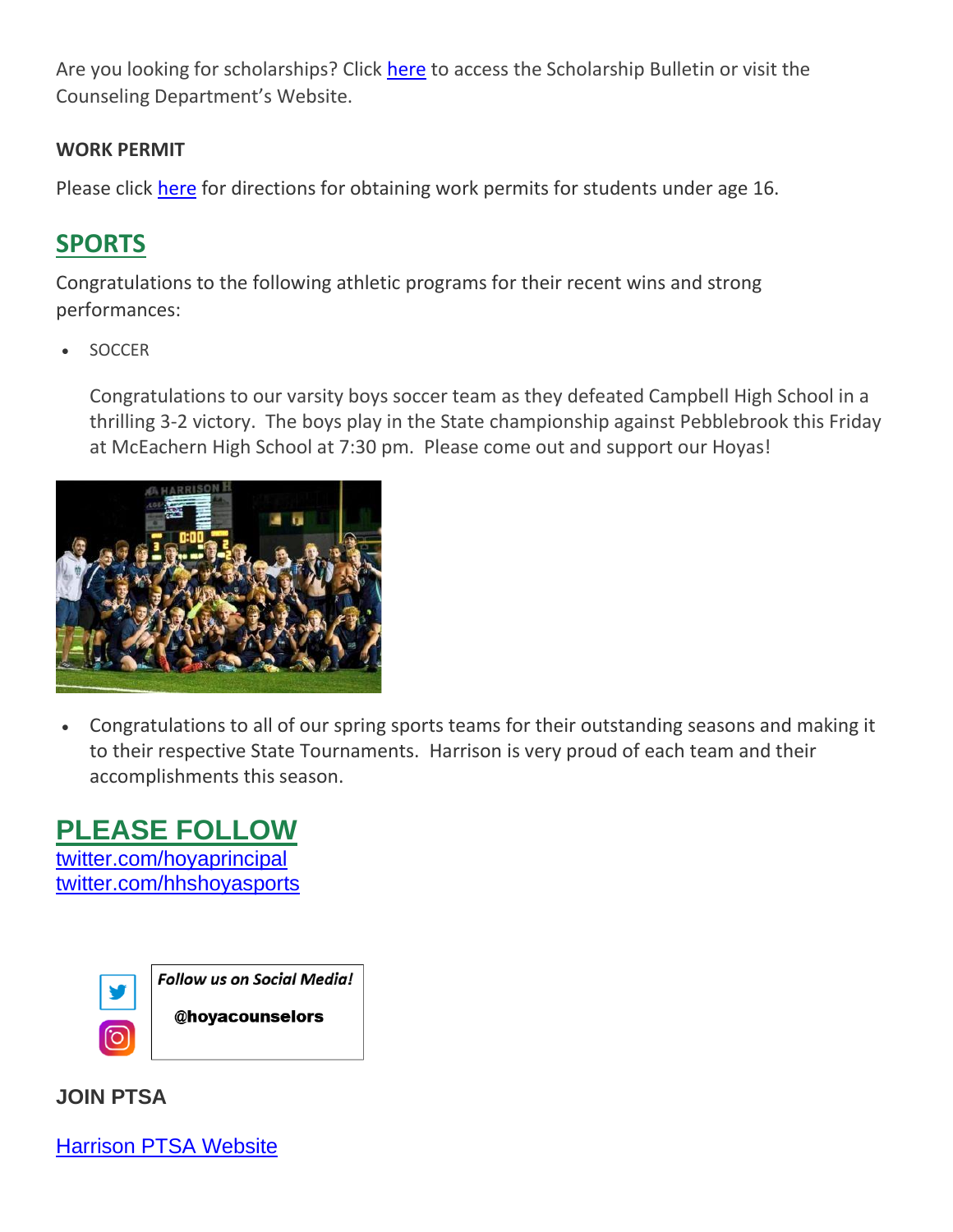Are you looking for scholarships? Click here to access the Scholarship Bulletin or visit the Counseling Department's Website.

**WORK PERMIT**

Please click here for directions for obtaining work permits for students under age 16.

## SPORTS

Congratulations to the following athletic programs for their recent wins and strong performances:

- SOCCER

  Congratulations to our varsity boys soccer team as they defeated Campbell High School in a thrilling 3-2 victory. The boys play in the State championship against Pebblebrook this Friday at McEachern High School at 7:30 pm. Please come out and support our Hoyas!

- Congratulations to all of our spring sports teams for their outstanding seasons and making it to their respective State Tournaments. Harrison is very proud of each team and their accomplishments this season.

## PLEASE FOLLOW

twitter.com/hoyaprincipal
twitter.com/hhshoyasports

***Follow us on Social Media!***

**@hoyacounselors**

**JOIN PTSA**

Harrison PTSA Website